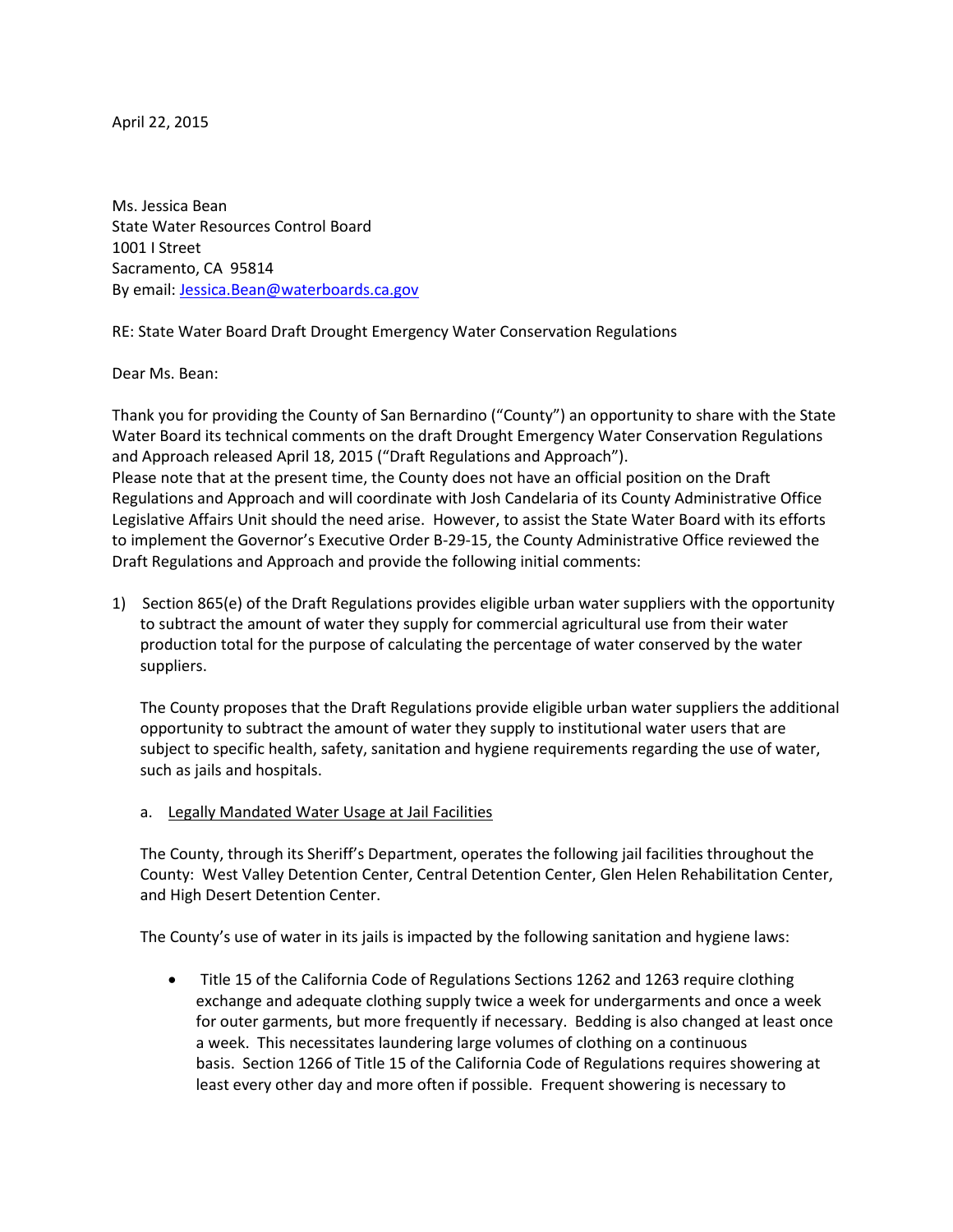April 22, 2015

Ms. Jessica Bean
State Water Resources Control Board
1001 I Street
Sacramento, CA 95814
By email: [Jessica.Bean@waterboards.ca.gov](mailto:Jessica.Bean@waterboards.ca.gov)

RE: State Water Board Draft Drought Emergency Water Conservation Regulations

Dear Ms. Bean:

Thank you for providing the County of San Bernardino ("County") an opportunity to share with the State Water Board its technical comments on the draft Drought Emergency Water Conservation Regulations and Approach released April 18, 2015 ("Draft Regulations and Approach").
Please note that at the present time, the County does not have an official position on the Draft Regulations and Approach and will coordinate with Josh Candelaria of its County Administrative Office Legislative Affairs Unit should the need arise. However, to assist the State Water Board with its efforts to implement the Governor's Executive Order B-29-15, the County Administrative Office reviewed the Draft Regulations and Approach and provide the following initial comments:

1) Section 865(e) of the Draft Regulations provides eligible urban water suppliers with the opportunity to subtract the amount of water they supply for commercial agricultural use from their water production total for the purpose of calculating the percentage of water conserved by the water suppliers.

   The County proposes that the Draft Regulations provide eligible urban water suppliers the additional opportunity to subtract the amount of water they supply to institutional water users that are subject to specific health, safety, sanitation and hygiene requirements regarding the use of water, such as jails and hospitals.

   a. <u>Legally Mandated Water Usage at Jail Facilities</u>

   The County, through its Sheriff's Department, operates the following jail facilities throughout the County: West Valley Detention Center, Central Detention Center, Glen Helen Rehabilitation Center, and High Desert Detention Center.

   The County's use of water in its jails is impacted by the following sanitation and hygiene laws:

   - Title 15 of the California Code of Regulations Sections 1262 and 1263 require clothing exchange and adequate clothing supply twice a week for undergarments and once a week for outer garments, but more frequently if necessary. Bedding is also changed at least once a week. This necessitates laundering large volumes of clothing on a continuous basis. Section 1266 of Title 15 of the California Code of Regulations requires showering at least every other day and more often if possible. Frequent showering is necessary to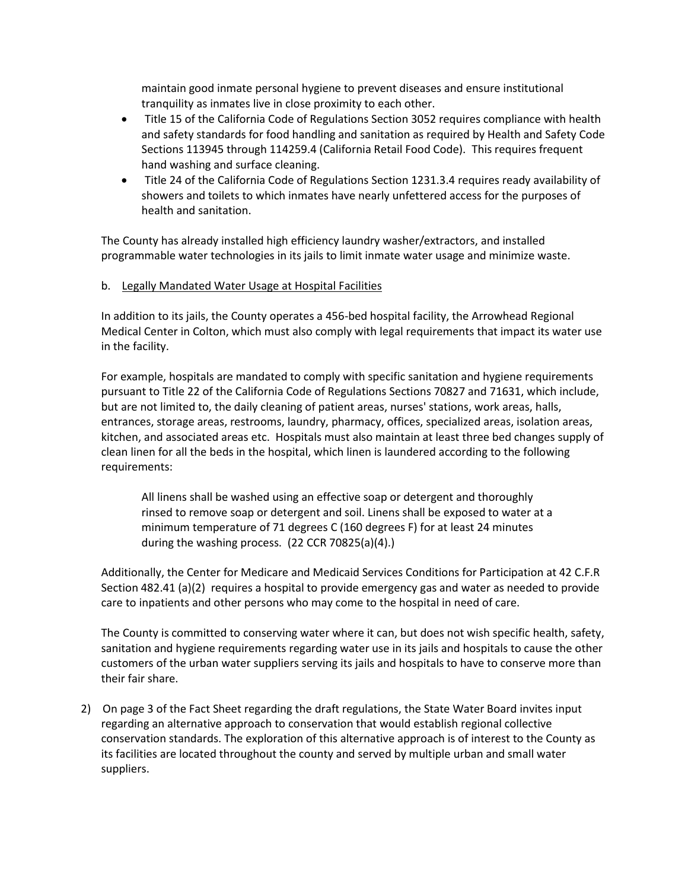maintain good inmate personal hygiene to prevent diseases and ensure institutional tranquility as inmates live in close proximity to each other.

- Title 15 of the California Code of Regulations Section 3052 requires compliance with health and safety standards for food handling and sanitation as required by Health and Safety Code Sections 113945 through 114259.4 (California Retail Food Code). This requires frequent hand washing and surface cleaning.
- Title 24 of the California Code of Regulations Section 1231.3.4 requires ready availability of showers and toilets to which inmates have nearly unfettered access for the purposes of health and sanitation.

The County has already installed high efficiency laundry washer/extractors, and installed programmable water technologies in its jails to limit inmate water usage and minimize waste.

b. <u>Legally Mandated Water Usage at Hospital Facilities</u>

In addition to its jails, the County operates a 456-bed hospital facility, the Arrowhead Regional Medical Center in Colton, which must also comply with legal requirements that impact its water use in the facility.

For example, hospitals are mandated to comply with specific sanitation and hygiene requirements pursuant to Title 22 of the California Code of Regulations Sections 70827 and 71631, which include, but are not limited to, the daily cleaning of patient areas, nurses' stations, work areas, halls, entrances, storage areas, restrooms, laundry, pharmacy, offices, specialized areas, isolation areas, kitchen, and associated areas etc. Hospitals must also maintain at least three bed changes supply of clean linen for all the beds in the hospital, which linen is laundered according to the following requirements:

> All linens shall be washed using an effective soap or detergent and thoroughly rinsed to remove soap or detergent and soil. Linens shall be exposed to water at a minimum temperature of 71 degrees C (160 degrees F) for at least 24 minutes during the washing process. (22 CCR 70825(a)(4).)

Additionally, the Center for Medicare and Medicaid Services Conditions for Participation at 42 C.F.R Section 482.41 (a)(2) requires a hospital to provide emergency gas and water as needed to provide care to inpatients and other persons who may come to the hospital in need of care.

The County is committed to conserving water where it can, but does not wish specific health, safety, sanitation and hygiene requirements regarding water use in its jails and hospitals to cause the other customers of the urban water suppliers serving its jails and hospitals to have to conserve more than their fair share.

2) On page 3 of the Fact Sheet regarding the draft regulations, the State Water Board invites input regarding an alternative approach to conservation that would establish regional collective conservation standards. The exploration of this alternative approach is of interest to the County as its facilities are located throughout the county and served by multiple urban and small water suppliers.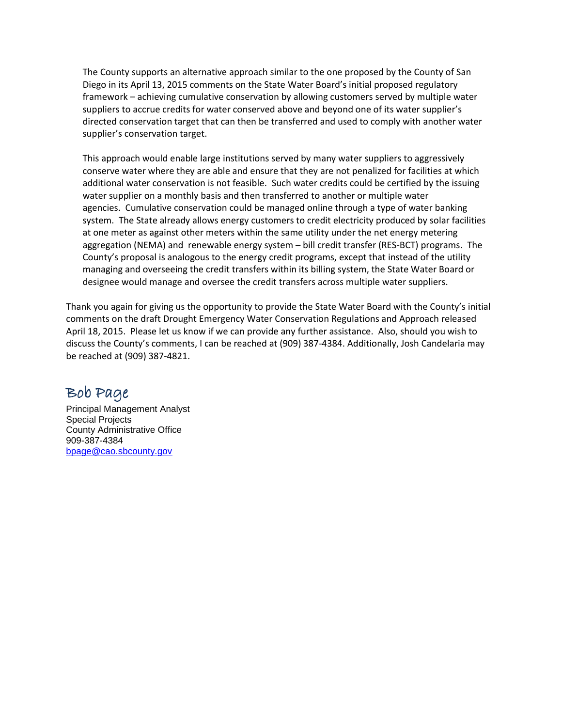The County supports an alternative approach similar to the one proposed by the County of San Diego in its April 13, 2015 comments on the State Water Board's initial proposed regulatory framework – achieving cumulative conservation by allowing customers served by multiple water suppliers to accrue credits for water conserved above and beyond one of its water supplier's directed conservation target that can then be transferred and used to comply with another water supplier's conservation target.

This approach would enable large institutions served by many water suppliers to aggressively conserve water where they are able and ensure that they are not penalized for facilities at which additional water conservation is not feasible. Such water credits could be certified by the issuing water supplier on a monthly basis and then transferred to another or multiple water agencies. Cumulative conservation could be managed online through a type of water banking system. The State already allows energy customers to credit electricity produced by solar facilities at one meter as against other meters within the same utility under the net energy metering aggregation (NEMA) and renewable energy system – bill credit transfer (RES-BCT) programs. The County's proposal is analogous to the energy credit programs, except that instead of the utility managing and overseeing the credit transfers within its billing system, the State Water Board or designee would manage and oversee the credit transfers across multiple water suppliers.

Thank you again for giving us the opportunity to provide the State Water Board with the County's initial comments on the draft Drought Emergency Water Conservation Regulations and Approach released April 18, 2015. Please let us know if we can provide any further assistance. Also, should you wish to discuss the County's comments, I can be reached at (909) 387-4384. Additionally, Josh Candelaria may be reached at (909) 387-4821.

Bob Page

Principal Management Analyst
Special Projects
County Administrative Office
909-387-4384
bpage@cao.sbcounty.gov